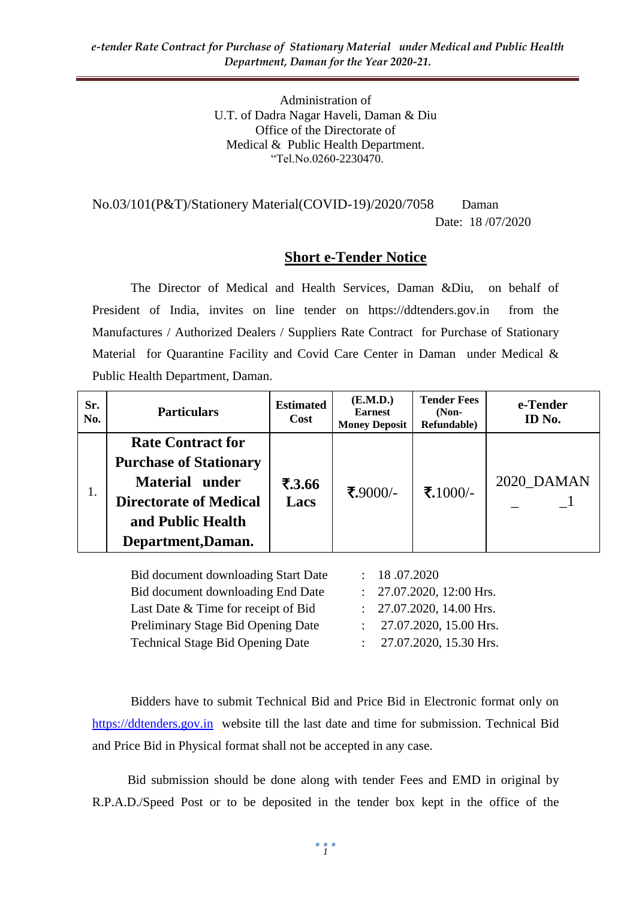Administration of
U.T. of Dadra Nagar Haveli, Daman & Diu
Office of the Directorate of
Medical & Public Health Department.
"Tel.No.0260-2230470.

No.03/101(P&T)/Stationery Material(COVID-19)/2020/7058 Daman
Date: 18 /07/2020

## Short e-Tender Notice

The Director of Medical and Health Services, Daman &Diu, on behalf of President of India, invites on line tender on https://ddtenders.gov.in from the Manufactures / Authorized Dealers / Suppliers Rate Contract for Purchase of Stationary Material for Quarantine Facility and Covid Care Center in Daman under Medical & Public Health Department, Daman.

| Sr. No. | Particulars | Estimated Cost | (E.M.D.) Earnest Money Deposit | Tender Fees (Non-Refundable) | e-Tender ID No. |
|---|---|---|---|---|---|
| 1. | **Rate Contract for Purchase of Stationary Material under Directorate of Medical and Public Health Department,Daman.** | **₹.3.66 Lacs** | ₹.9000/- | ₹.1000/- | 2020_DAMAN_ _1 |

| | | |
|---|---|---|
| Bid document downloading Start Date | : | 18 .07.2020 |
| Bid document downloading End Date | : | 27.07.2020, 12:00 Hrs. |
| Last Date & Time for receipt of Bid | : | 27.07.2020, 14.00 Hrs. |
| Preliminary Stage Bid Opening Date | : | 27.07.2020, 15.00 Hrs. |
| Technical Stage Bid Opening Date | : | 27.07.2020, 15.30 Hrs. |

Bidders have to submit Technical Bid and Price Bid in Electronic format only on https://ddtenders.gov.in website till the last date and time for submission. Technical Bid and Price Bid in Physical format shall not be accepted in any case.

Bid submission should be done along with tender Fees and EMD in original by R.P.A.D./Speed Post or to be deposited in the tender box kept in the office of the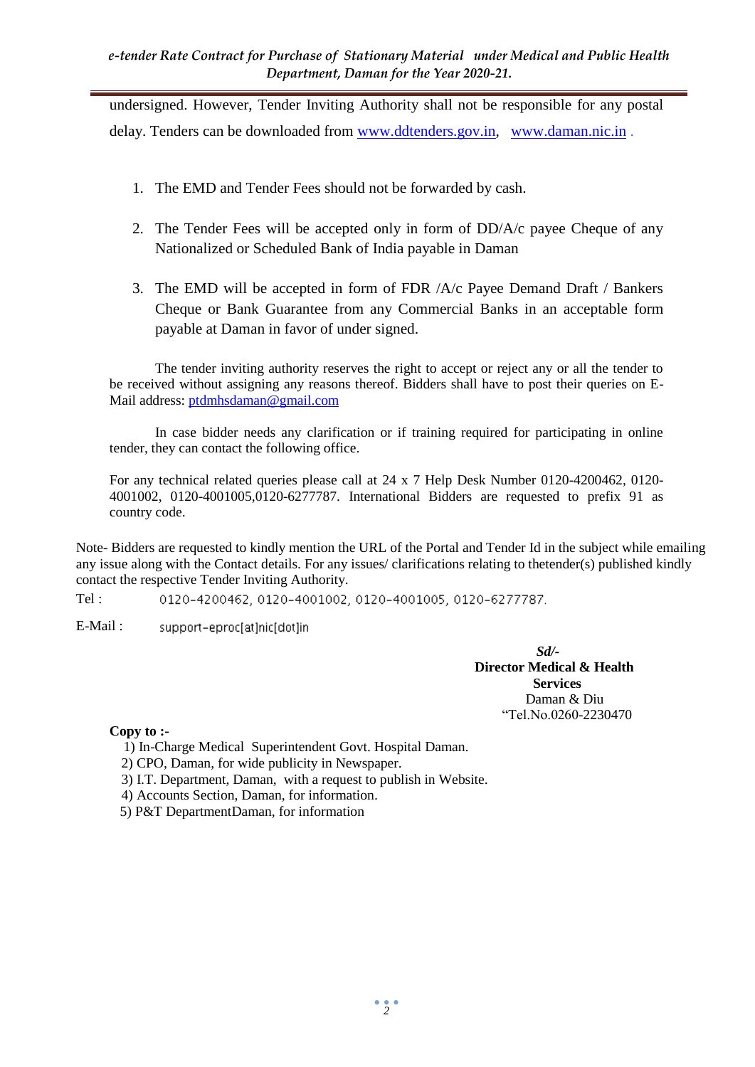undersigned. However, Tender Inviting Authority shall not be responsible for any postal delay. Tenders can be downloaded from www.ddtenders.gov.in, www.daman.nic.in .

1. The EMD and Tender Fees should not be forwarded by cash.

2. The Tender Fees will be accepted only in form of DD/A/c payee Cheque of any Nationalized or Scheduled Bank of India payable in Daman

3. The EMD will be accepted in form of FDR /A/c Payee Demand Draft / Bankers Cheque or Bank Guarantee from any Commercial Banks in an acceptable form payable at Daman in favor of under signed.

The tender inviting authority reserves the right to accept or reject any or all the tender to be received without assigning any reasons thereof. Bidders shall have to post their queries on E-Mail address: ptdmhsdaman@gmail.com

In case bidder needs any clarification or if training required for participating in online tender, they can contact the following office.

For any technical related queries please call at 24 x 7 Help Desk Number 0120-4200462, 0120-4001002, 0120-4001005,0120-6277787. International Bidders are requested to prefix 91 as country code.

Note- Bidders are requested to kindly mention the URL of the Portal and Tender Id in the subject while emailing any issue along with the Contact details. For any issues/ clarifications relating to thetender(s) published kindly contact the respective Tender Inviting Authority.

Tel : 0120-4200462, 0120-4001002, 0120-4001005, 0120-6277787.

E-Mail : support-eproc[at]nic[dot]in

*Sd/-*
**Director Medical & Health Services**
Daman & Diu
"Tel.No.0260-2230470

**Copy to :-**

1) In-Charge Medical Superintendent Govt. Hospital Daman.
2) CPO, Daman, for wide publicity in Newspaper.
3) I.T. Department, Daman, with a request to publish in Website.
4) Accounts Section, Daman, for information.
5) P&T DepartmentDaman, for information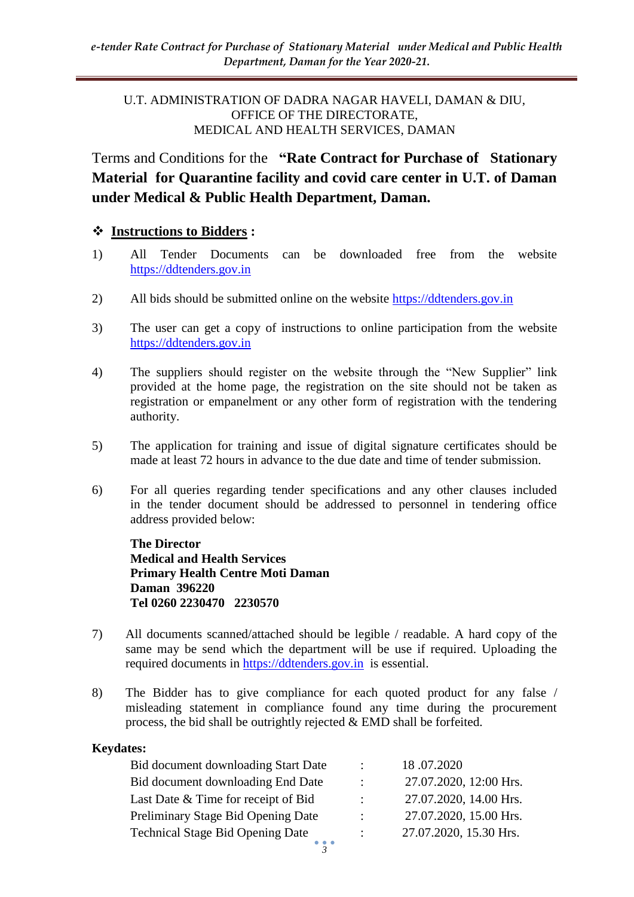U.T. ADMINISTRATION OF DADRA NAGAR HAVELI, DAMAN & DIU,
OFFICE OF THE DIRECTORATE,
MEDICAL AND HEALTH SERVICES, DAMAN

## Terms and Conditions for the **"Rate Contract for Purchase of Stationary Material for Quarantine facility and covid care center in U.T. of Daman under Medical & Public Health Department, Daman.**

### ❖ **Instructions to Bidders :**

1) All Tender Documents can be downloaded free from the website https://ddtenders.gov.in

2) All bids should be submitted online on the website https://ddtenders.gov.in

3) The user can get a copy of instructions to online participation from the website https://ddtenders.gov.in

4) The suppliers should register on the website through the "New Supplier" link provided at the home page, the registration on the site should not be taken as registration or empanelment or any other form of registration with the tendering authority.

5) The application for training and issue of digital signature certificates should be made at least 72 hours in advance to the due date and time of tender submission.

6) For all queries regarding tender specifications and any other clauses included in the tender document should be addressed to personnel in tendering office address provided below:

   **The Director**
   **Medical and Health Services**
   **Primary Health Centre Moti Daman**
   **Daman 396220**
   **Tel 0260 2230470 2230570**

7) All documents scanned/attached should be legible / readable. A hard copy of the same may be send which the department will be use if required. Uploading the required documents in https://ddtenders.gov.in is essential.

8) The Bidder has to give compliance for each quoted product for any false / misleading statement in compliance found any time during the procurement process, the bid shall be outrightly rejected & EMD shall be forfeited.

**Keydates:**

| | | |
|---|---|---|
| Bid document downloading Start Date | : | 18 .07.2020 |
| Bid document downloading End Date | : | 27.07.2020, 12:00 Hrs. |
| Last Date & Time for receipt of Bid | : | 27.07.2020, 14.00 Hrs. |
| Preliminary Stage Bid Opening Date | : | 27.07.2020, 15.00 Hrs. |
| Technical Stage Bid Opening Date | : | 27.07.2020, 15.30 Hrs. |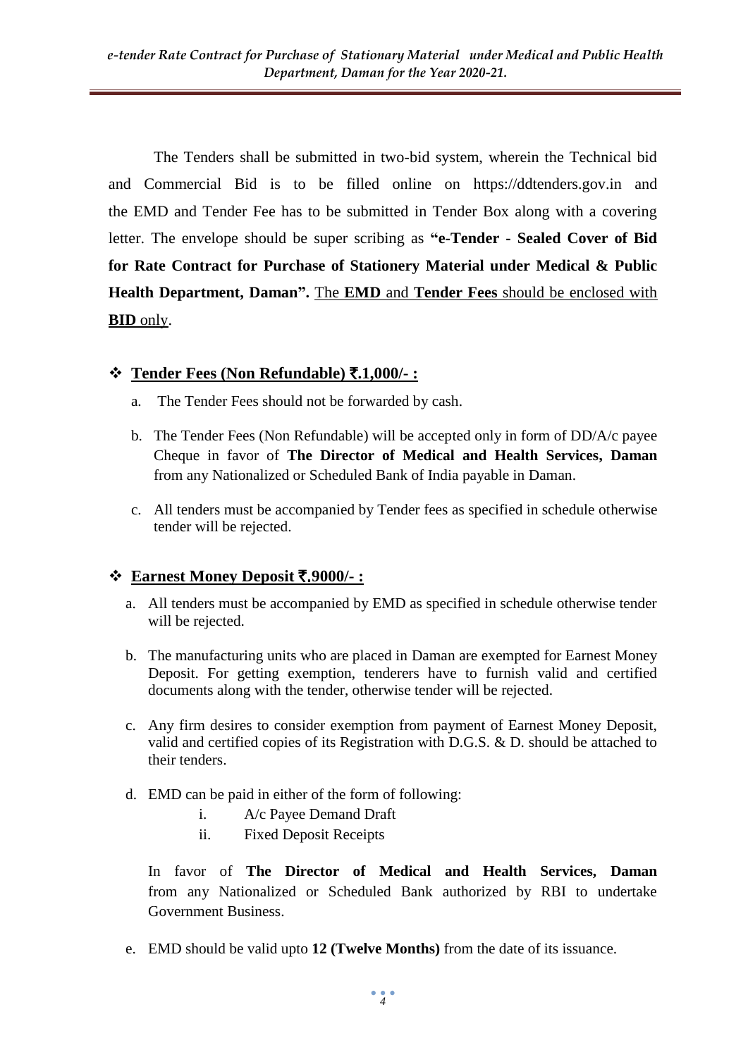The Tenders shall be submitted in two-bid system, wherein the Technical bid and Commercial Bid is to be filled online on https://ddtenders.gov.in and the EMD and Tender Fee has to be submitted in Tender Box along with a covering letter. The envelope should be super scribing as **"e-Tender - Sealed Cover of Bid for Rate Contract for Purchase of Stationery Material under Medical & Public Health Department, Daman".** <u>The **EMD** and **Tender Fees** should be enclosed with **BID** only</u>.

- **<u>Tender Fees (Non Refundable) ₹.1,000/- :</u>**

  a. The Tender Fees should not be forwarded by cash.

  b. The Tender Fees (Non Refundable) will be accepted only in form of DD/A/c payee Cheque in favor of **The Director of Medical and Health Services, Daman** from any Nationalized or Scheduled Bank of India payable in Daman.

  c. All tenders must be accompanied by Tender fees as specified in schedule otherwise tender will be rejected.

- **<u>Earnest Money Deposit ₹.9000/- :</u>**

  a. All tenders must be accompanied by EMD as specified in schedule otherwise tender will be rejected.

  b. The manufacturing units who are placed in Daman are exempted for Earnest Money Deposit. For getting exemption, tenderers have to furnish valid and certified documents along with the tender, otherwise tender will be rejected.

  c. Any firm desires to consider exemption from payment of Earnest Money Deposit, valid and certified copies of its Registration with D.G.S. & D. should be attached to their tenders.

  d. EMD can be paid in either of the form of following:

     i. A/c Payee Demand Draft

     ii. Fixed Deposit Receipts

  In favor of **The Director of Medical and Health Services, Daman** from any Nationalized or Scheduled Bank authorized by RBI to undertake Government Business.

  e. EMD should be valid upto **12 (Twelve Months)** from the date of its issuance.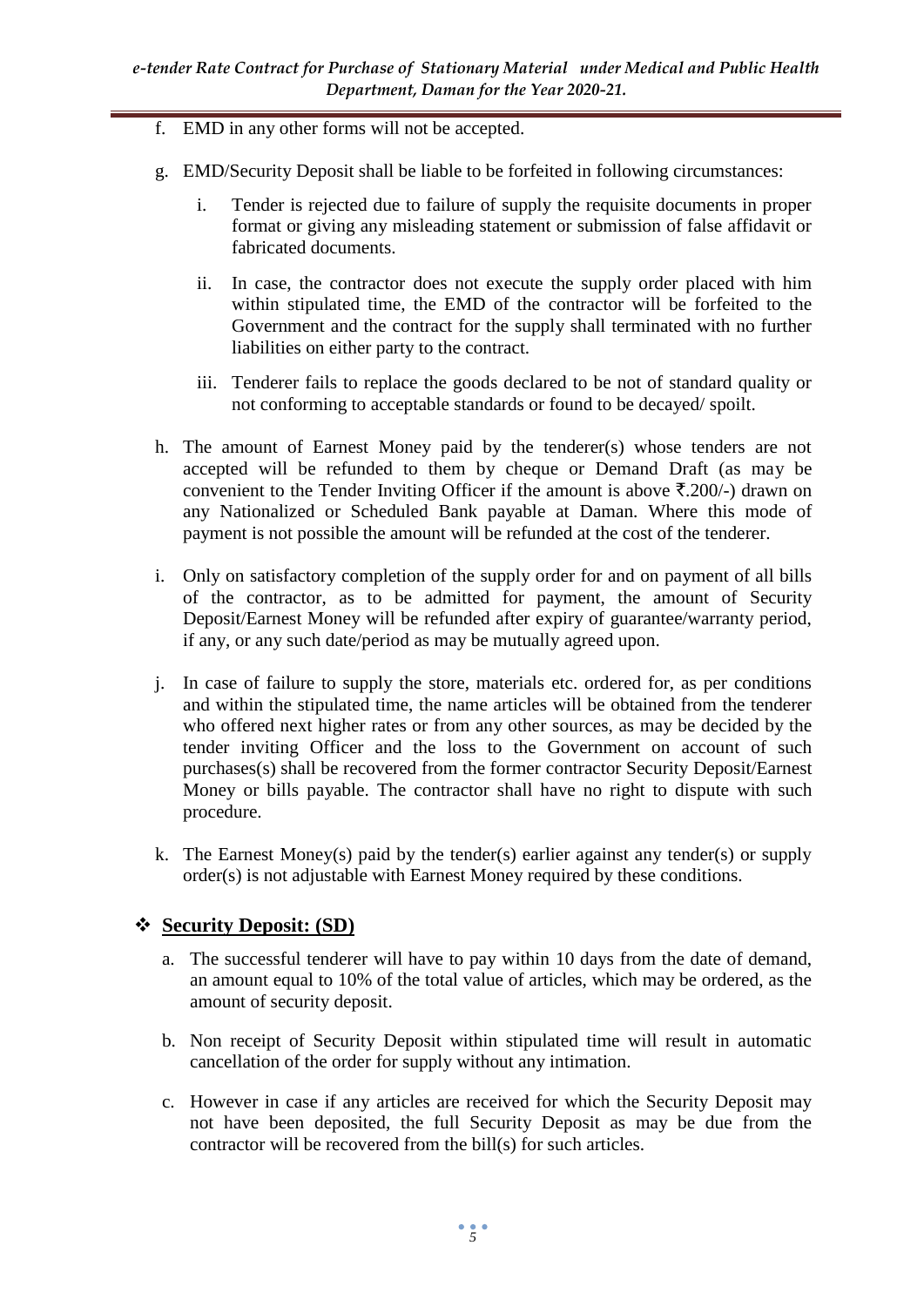f. EMD in any other forms will not be accepted.

g. EMD/Security Deposit shall be liable to be forfeited in following circumstances:

   i. Tender is rejected due to failure of supply the requisite documents in proper format or giving any misleading statement or submission of false affidavit or fabricated documents.

   ii. In case, the contractor does not execute the supply order placed with him within stipulated time, the EMD of the contractor will be forfeited to the Government and the contract for the supply shall terminated with no further liabilities on either party to the contract.

   iii. Tenderer fails to replace the goods declared to be not of standard quality or not conforming to acceptable standards or found to be decayed/ spoilt.

h. The amount of Earnest Money paid by the tenderer(s) whose tenders are not accepted will be refunded to them by cheque or Demand Draft (as may be convenient to the Tender Inviting Officer if the amount is above ₹.200/-) drawn on any Nationalized or Scheduled Bank payable at Daman. Where this mode of payment is not possible the amount will be refunded at the cost of the tenderer.

i. Only on satisfactory completion of the supply order for and on payment of all bills of the contractor, as to be admitted for payment, the amount of Security Deposit/Earnest Money will be refunded after expiry of guarantee/warranty period, if any, or any such date/period as may be mutually agreed upon.

j. In case of failure to supply the store, materials etc. ordered for, as per conditions and within the stipulated time, the name articles will be obtained from the tenderer who offered next higher rates or from any other sources, as may be decided by the tender inviting Officer and the loss to the Government on account of such purchases(s) shall be recovered from the former contractor Security Deposit/Earnest Money or bills payable. The contractor shall have no right to dispute with such procedure.

k. The Earnest Money(s) paid by the tender(s) earlier against any tender(s) or supply order(s) is not adjustable with Earnest Money required by these conditions.

## ❖ Security Deposit: (SD)

a. The successful tenderer will have to pay within 10 days from the date of demand, an amount equal to 10% of the total value of articles, which may be ordered, as the amount of security deposit.

b. Non receipt of Security Deposit within stipulated time will result in automatic cancellation of the order for supply without any intimation.

c. However in case if any articles are received for which the Security Deposit may not have been deposited, the full Security Deposit as may be due from the contractor will be recovered from the bill(s) for such articles.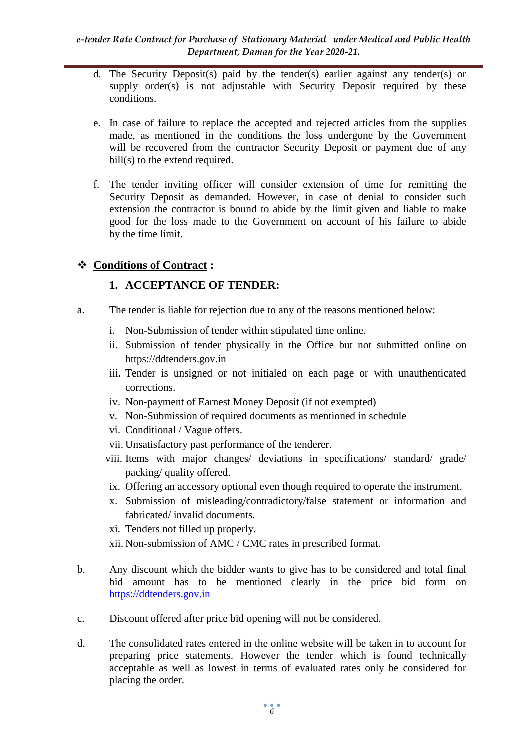d. The Security Deposit(s) paid by the tender(s) earlier against any tender(s) or supply order(s) is not adjustable with Security Deposit required by these conditions.

e. In case of failure to replace the accepted and rejected articles from the supplies made, as mentioned in the conditions the loss undergone by the Government will be recovered from the contractor Security Deposit or payment due of any bill(s) to the extend required.

f. The tender inviting officer will consider extension of time for remitting the Security Deposit as demanded. However, in case of denial to consider such extension the contractor is bound to abide by the limit given and liable to make good for the loss made to the Government on account of his failure to abide by the time limit.

## ❖ **Conditions of Contract :**

### 1. ACCEPTANCE OF TENDER:

a. The tender is liable for rejection due to any of the reasons mentioned below:

   i. Non-Submission of tender within stipulated time online.
   ii. Submission of tender physically in the Office but not submitted online on https://ddtenders.gov.in
   iii. Tender is unsigned or not initialed on each page or with unauthenticated corrections.
   iv. Non-payment of Earnest Money Deposit (if not exempted)
   v. Non-Submission of required documents as mentioned in schedule
   vi. Conditional / Vague offers.
   vii. Unsatisfactory past performance of the tenderer.
   viii. Items with major changes/ deviations in specifications/ standard/ grade/ packing/ quality offered.
   ix. Offering an accessory optional even though required to operate the instrument.
   x. Submission of misleading/contradictory/false statement or information and fabricated/ invalid documents.
   xi. Tenders not filled up properly.
   xii. Non-submission of AMC / CMC rates in prescribed format.

b. Any discount which the bidder wants to give has to be considered and total final bid amount has to be mentioned clearly in the price bid form on https://ddtenders.gov.in

c. Discount offered after price bid opening will not be considered.

d. The consolidated rates entered in the online website will be taken in to account for preparing price statements. However the tender which is found technically acceptable as well as lowest in terms of evaluated rates only be considered for placing the order.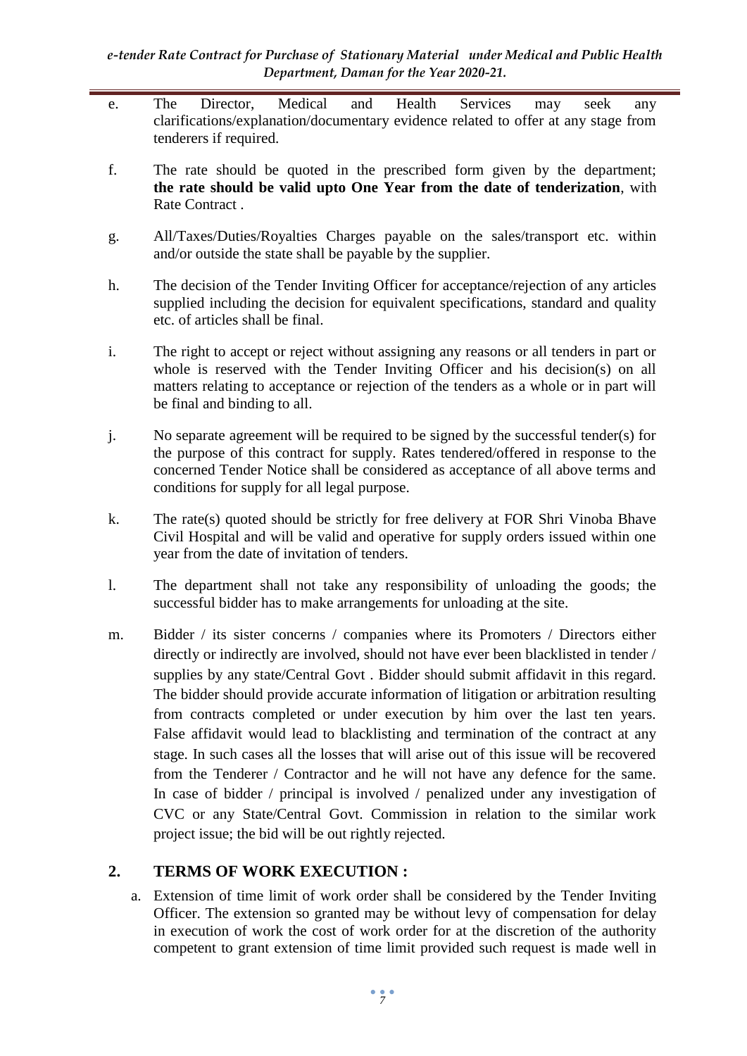e. The Director, Medical and Health Services may seek any clarifications/explanation/documentary evidence related to offer at any stage from tenderers if required.

f. The rate should be quoted in the prescribed form given by the department; **the rate should be valid upto One Year from the date of tenderization**, with Rate Contract .

g. All/Taxes/Duties/Royalties Charges payable on the sales/transport etc. within and/or outside the state shall be payable by the supplier.

h. The decision of the Tender Inviting Officer for acceptance/rejection of any articles supplied including the decision for equivalent specifications, standard and quality etc. of articles shall be final.

i. The right to accept or reject without assigning any reasons or all tenders in part or whole is reserved with the Tender Inviting Officer and his decision(s) on all matters relating to acceptance or rejection of the tenders as a whole or in part will be final and binding to all.

j. No separate agreement will be required to be signed by the successful tender(s) for the purpose of this contract for supply. Rates tendered/offered in response to the concerned Tender Notice shall be considered as acceptance of all above terms and conditions for supply for all legal purpose.

k. The rate(s) quoted should be strictly for free delivery at FOR Shri Vinoba Bhave Civil Hospital and will be valid and operative for supply orders issued within one year from the date of invitation of tenders.

l. The department shall not take any responsibility of unloading the goods; the successful bidder has to make arrangements for unloading at the site.

m. Bidder / its sister concerns / companies where its Promoters / Directors either directly or indirectly are involved, should not have ever been blacklisted in tender / supplies by any state/Central Govt . Bidder should submit affidavit in this regard. The bidder should provide accurate information of litigation or arbitration resulting from contracts completed or under execution by him over the last ten years. False affidavit would lead to blacklisting and termination of the contract at any stage. In such cases all the losses that will arise out of this issue will be recovered from the Tenderer / Contractor and he will not have any defence for the same. In case of bidder / principal is involved / penalized under any investigation of CVC or any State/Central Govt. Commission in relation to the similar work project issue; the bid will be out rightly rejected.

## 2. TERMS OF WORK EXECUTION :

a. Extension of time limit of work order shall be considered by the Tender Inviting Officer. The extension so granted may be without levy of compensation for delay in execution of work the cost of work order for at the discretion of the authority competent to grant extension of time limit provided such request is made well in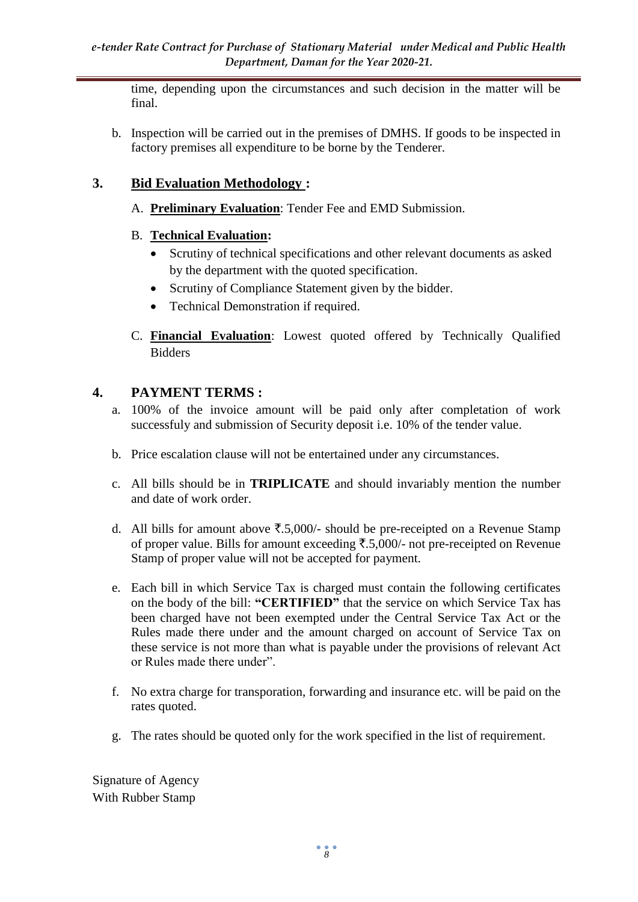time, depending upon the circumstances and such decision in the matter will be final.

b. Inspection will be carried out in the premises of DMHS. If goods to be inspected in factory premises all expenditure to be borne by the Tenderer.

## 3. Bid Evaluation Methodology :

A. **Preliminary Evaluation**: Tender Fee and EMD Submission.

B. **Technical Evaluation:**

- Scrutiny of technical specifications and other relevant documents as asked by the department with the quoted specification.
- Scrutiny of Compliance Statement given by the bidder.
- Technical Demonstration if required.

C. **Financial Evaluation**: Lowest quoted offered by Technically Qualified Bidders

## 4. PAYMENT TERMS :

a. 100% of the invoice amount will be paid only after completation of work successfuly and submission of Security deposit i.e. 10% of the tender value.

b. Price escalation clause will not be entertained under any circumstances.

c. All bills should be in **TRIPLICATE** and should invariably mention the number and date of work order.

d. All bills for amount above ₹.5,000/- should be pre-receipted on a Revenue Stamp of proper value. Bills for amount exceeding ₹.5,000/- not pre-receipted on Revenue Stamp of proper value will not be accepted for payment.

e. Each bill in which Service Tax is charged must contain the following certificates on the body of the bill: **"CERTIFIED"** that the service on which Service Tax has been charged have not been exempted under the Central Service Tax Act or the Rules made there under and the amount charged on account of Service Tax on these service is not more than what is payable under the provisions of relevant Act or Rules made there under".

f. No extra charge for transporation, forwarding and insurance etc. will be paid on the rates quoted.

g. The rates should be quoted only for the work specified in the list of requirement.

Signature of Agency
With Rubber Stamp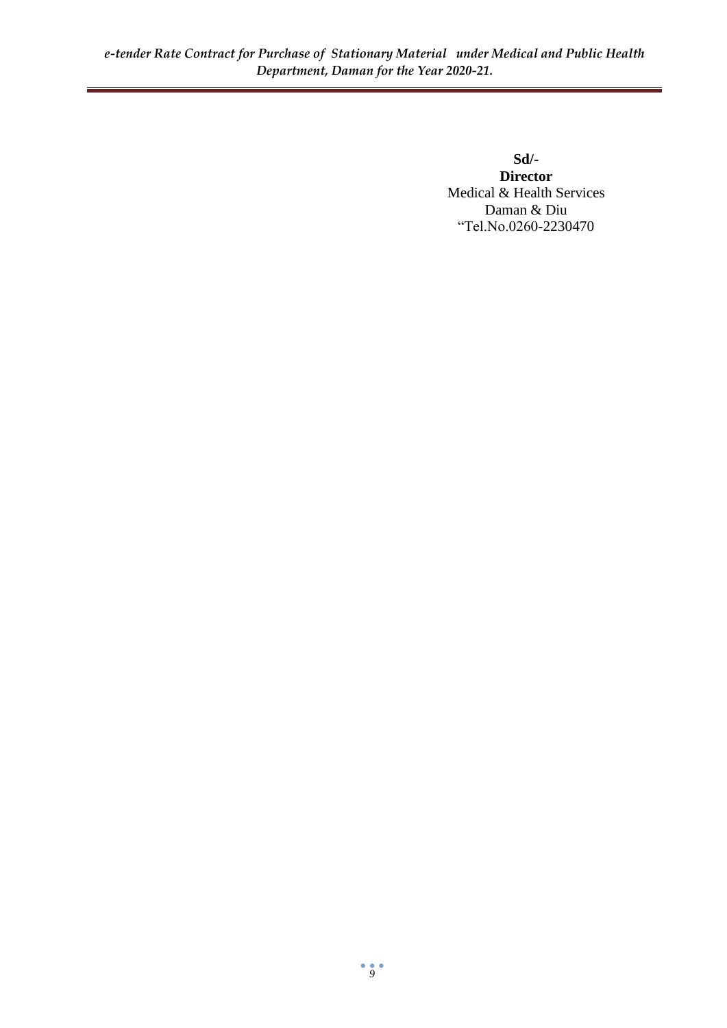**Sd/-**

**Director**

Medical & Health Services

Daman & Diu

“Tel.No.0260-2230470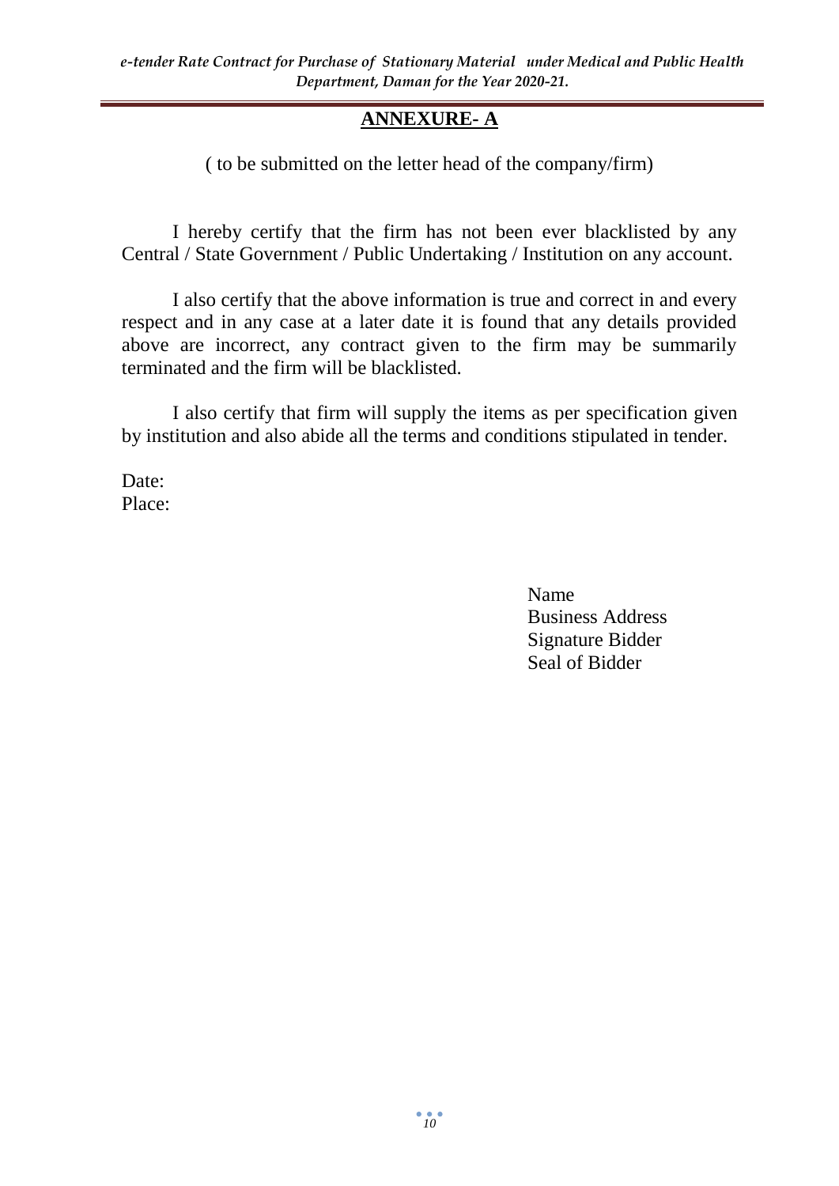## ANNEXURE- A

( to be submitted on the letter head of the company/firm)

I hereby certify that the firm has not been ever blacklisted by any Central / State Government / Public Undertaking / Institution on any account.

I also certify that the above information is true and correct in and every respect and in any case at a later date it is found that any details provided above are incorrect, any contract given to the firm may be summarily terminated and the firm will be blacklisted.

I also certify that firm will supply the items as per specification given by institution and also abide all the terms and conditions stipulated in tender.

Date:
Place:

Name
Business Address
Signature Bidder
Seal of Bidder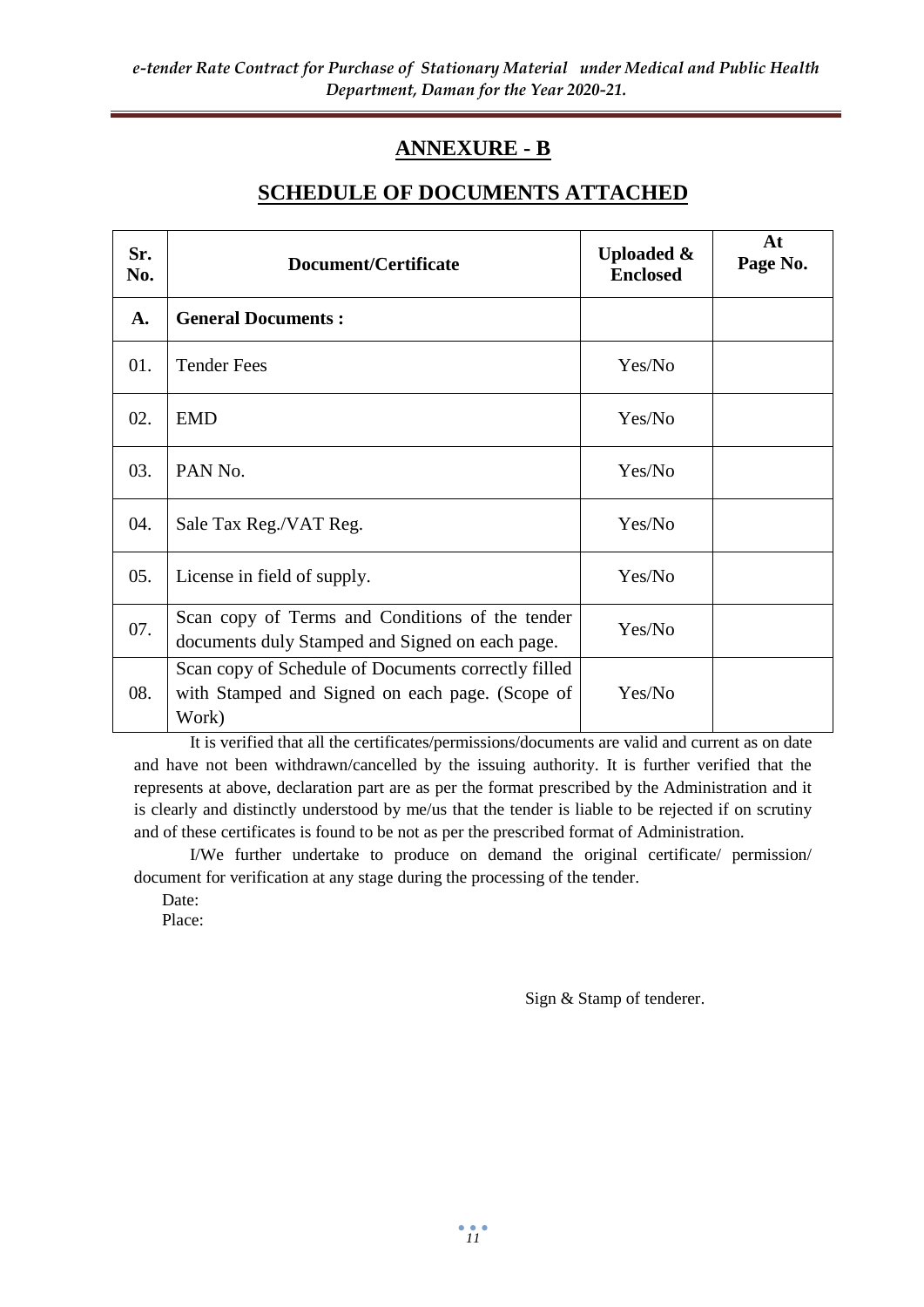## ANNEXURE - B

## SCHEDULE OF DOCUMENTS ATTACHED

| Sr. No. | Document/Certificate | Uploaded & Enclosed | At Page No. |
|---|---|---|---|
| **A.** | **General Documents :** | | |
| 01. | Tender Fees | Yes/No | |
| 02. | EMD | Yes/No | |
| 03. | PAN No. | Yes/No | |
| 04. | Sale Tax Reg./VAT Reg. | Yes/No | |
| 05. | License in field of supply. | Yes/No | |
| 07. | Scan copy of Terms and Conditions of the tender documents duly Stamped and Signed on each page. | Yes/No | |
| 08. | Scan copy of Schedule of Documents correctly filled with Stamped and Signed on each page. (Scope of Work) | Yes/No | |

It is verified that all the certificates/permissions/documents are valid and current as on date and have not been withdrawn/cancelled by the issuing authority. It is further verified that the represents at above, declaration part are as per the format prescribed by the Administration and it is clearly and distinctly understood by me/us that the tender is liable to be rejected if on scrutiny and of these certificates is found to be not as per the prescribed format of Administration.

I/We further undertake to produce on demand the original certificate/ permission/ document for verification at any stage during the processing of the tender.

Date:

Place:

Sign & Stamp of tenderer.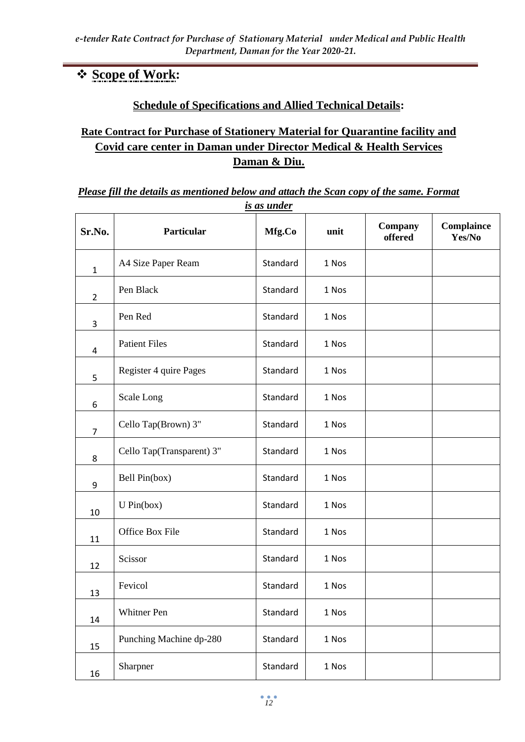## ❖ Scope of Work:

### Schedule of Specifications and Allied Technical Details:

### Rate Contract for Purchase of Stationery Material for Quarantine facility and Covid care center in Daman under Director Medical & Health Services Daman & Diu.

***Please fill the details as mentioned below and attach the Scan copy of the same. Format is as under***

| Sr.No. | Particular | Mfg.Co | unit | Company offered | Complaince Yes/No |
|---|---|---|---|---|---|
| 1 | A4 Size Paper Ream | Standard | 1 Nos | | |
| 2 | Pen Black | Standard | 1 Nos | | |
| 3 | Pen Red | Standard | 1 Nos | | |
| 4 | Patient Files | Standard | 1 Nos | | |
| 5 | Register 4 quire Pages | Standard | 1 Nos | | |
| 6 | Scale Long | Standard | 1 Nos | | |
| 7 | Cello Tap(Brown) 3" | Standard | 1 Nos | | |
| 8 | Cello Tap(Transparent) 3" | Standard | 1 Nos | | |
| 9 | Bell Pin(box) | Standard | 1 Nos | | |
| 10 | U Pin(box) | Standard | 1 Nos | | |
| 11 | Office Box File | Standard | 1 Nos | | |
| 12 | Scissor | Standard | 1 Nos | | |
| 13 | Fevicol | Standard | 1 Nos | | |
| 14 | Whitner Pen | Standard | 1 Nos | | |
| 15 | Punching Machine dp-280 | Standard | 1 Nos | | |
| 16 | Sharpner | Standard | 1 Nos | | |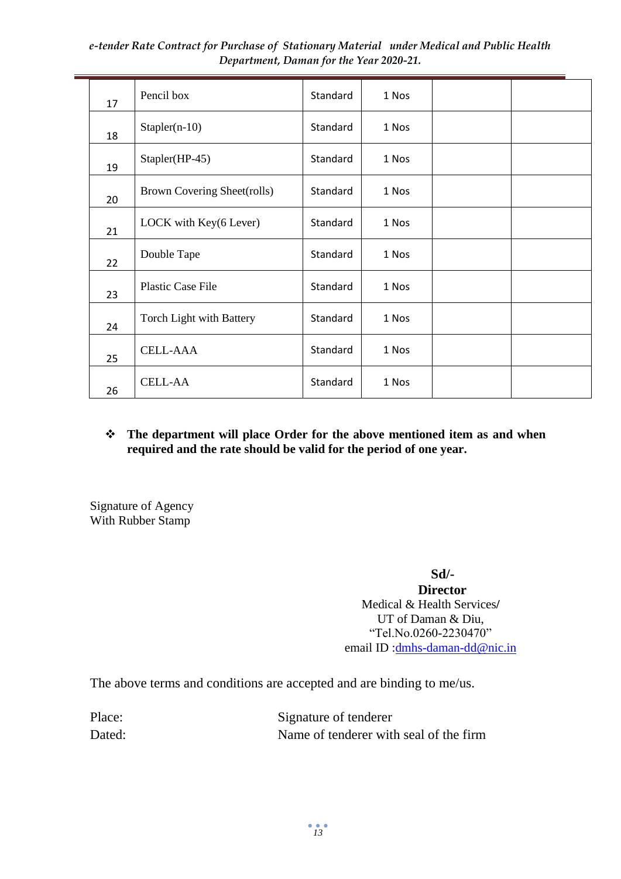| | | | | | |
|---|---|---|---|---|---|
| 17 | Pencil box | Standard | 1 Nos | | |
| 18 | Stapler(n-10) | Standard | 1 Nos | | |
| 19 | Stapler(HP-45) | Standard | 1 Nos | | |
| 20 | Brown Covering Sheet(rolls) | Standard | 1 Nos | | |
| 21 | LOCK with Key(6 Lever) | Standard | 1 Nos | | |
| 22 | Double Tape | Standard | 1 Nos | | |
| 23 | Plastic Case File | Standard | 1 Nos | | |
| 24 | Torch Light with Battery | Standard | 1 Nos | | |
| 25 | CELL-AAA | Standard | 1 Nos | | |
| 26 | CELL-AA | Standard | 1 Nos | | |

- **The department will place Order for the above mentioned item as and when required and the rate should be valid for the period of one year.**

Signature of Agency
With Rubber Stamp

**Sd/-**
**Director**
Medical & Health Services/
UT of Daman & Diu,
"Tel.No.0260-2230470"
email ID :dmhs-daman-dd@nic.in

The above terms and conditions are accepted and are binding to me/us.

Place: Signature of tenderer
Dated: Name of tenderer with seal of the firm